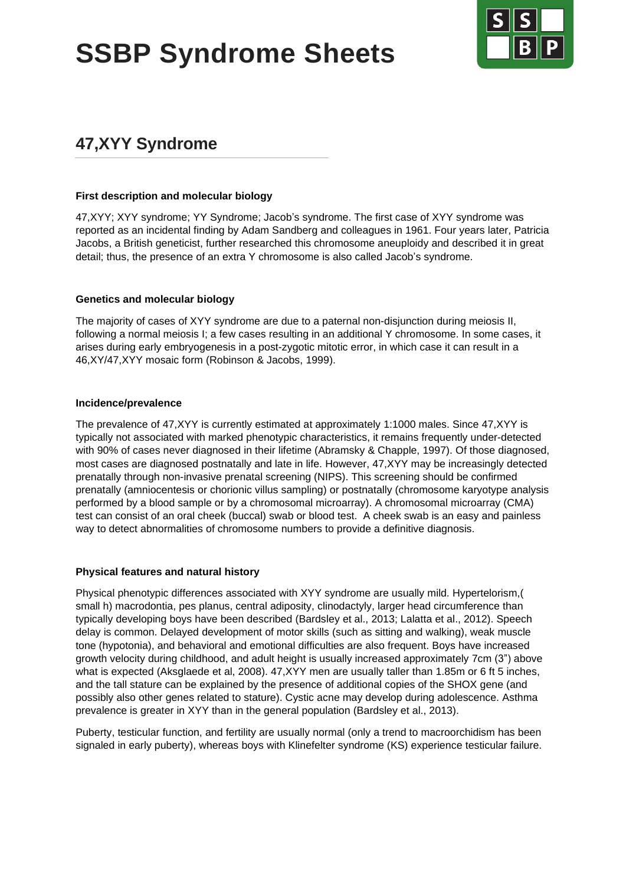# SSBP Syndrome Sheets

## 47,XYY Syndrome

### First description and molecular biology

47,XYY; XYY syndrome; YY Syndrome; Jacob's syndrome. The first case of XYY syndrome was reported as an incidental finding by Adam Sandberg and colleagues in 1961. Four years later, Patricia Jacobs, a British geneticist, further researched this chromosome aneuploidy and described it in great detail; thus, the presence of an extra Y chromosome is also called Jacob's syndrome.

### Genetics and molecular biology

The majority of cases of XYY syndrome are due to a paternal non-disjunction during meiosis II, following a normal meiosis I; a few cases resulting in an additional Y chromosome. In some cases, it arises during early embryogenesis in a post-zygotic mitotic error, in which case it can result in a 46,XY/47,XYY mosaic form (Robinson & Jacobs, 1999).

### Incidence/prevalence

The prevalence of 47,XYY is currently estimated at approximately 1:1000 males. Since 47,XYY is typically not associated with marked phenotypic characteristics, it remains frequently under-detected with 90% of cases never diagnosed in their lifetime (Abramsky & Chapple, 1997). Of those diagnosed, most cases are diagnosed postnatally and late in life. However, 47,XYY may be increasingly detected prenatally through non-invasive prenatal screening (NIPS). This screening should be confirmed prenatally (amniocentesis or chorionic villus sampling) or postnatally (chromosome karyotype analysis performed by a blood sample or by a chromosomal microarray). A chromosomal microarray (CMA) test can consist of an oral cheek (buccal) swab or blood test. A cheek swab is an easy and painless way to detect abnormalities of chromosome numbers to provide a definitive diagnosis.

### Physical features and natural history

Physical phenotypic differences associated with XYY syndrome are usually mild. Hypertelorism,( small h) macrodontia, pes planus, central adiposity, clinodactyly, larger head circumference than typically developing boys have been described (Bardsley et al., 2013; Lalatta et al., 2012). Speech delay is common. Delayed development of motor skills (such as sitting and walking), weak muscle tone (hypotonia), and behavioral and emotional difficulties are also frequent. Boys have increased growth velocity during childhood, and adult height is usually increased approximately 7cm (3") above what is expected (Aksglaede et al, 2008). 47,XYY men are usually taller than 1.85m or 6 ft 5 inches, and the tall stature can be explained by the presence of additional copies of the SHOX gene (and possibly also other genes related to stature). Cystic acne may develop during adolescence. Asthma prevalence is greater in XYY than in the general population (Bardsley et al., 2013).

Puberty, testicular function, and fertility are usually normal (only a trend to macroorchidism has been signaled in early puberty), whereas boys with Klinefelter syndrome (KS) experience testicular failure.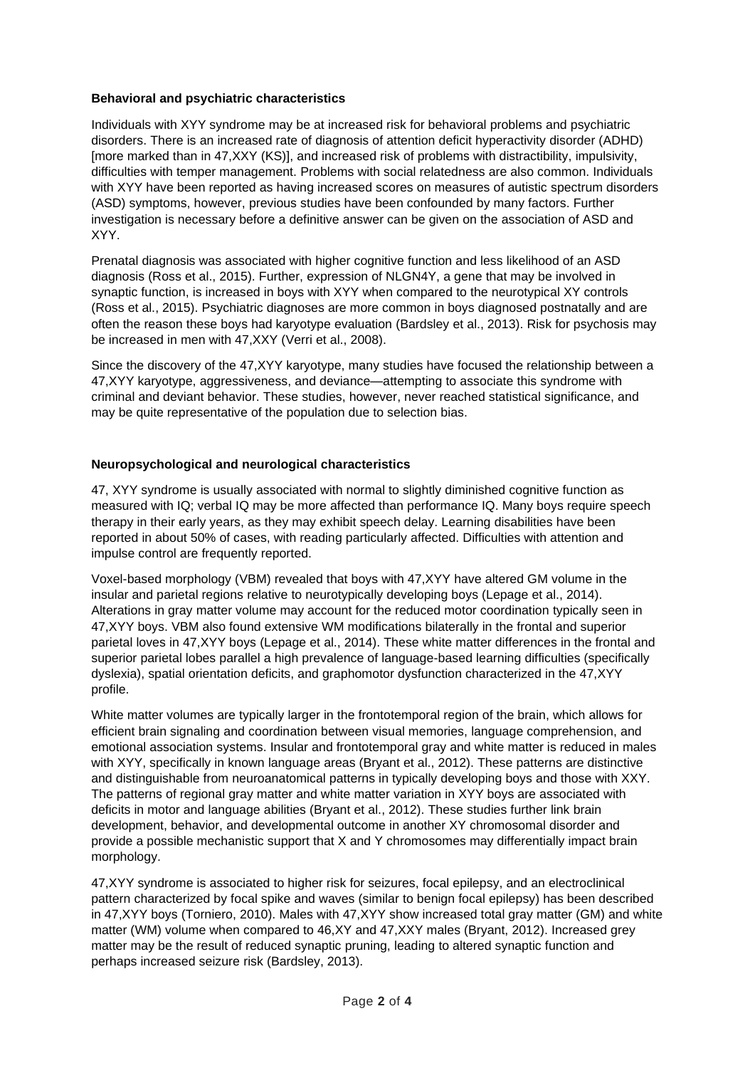**Behavioral and psychiatric characteristics**

Individuals with XYY syndrome may be at increased risk for behavioral problems and psychiatric disorders. There is an increased rate of diagnosis of attention deficit hyperactivity disorder (ADHD) [more marked than in 47,XXY (KS)], and increased risk of problems with distractibility, impulsivity, difficulties with temper management. Problems with social relatedness are also common. Individuals with XYY have been reported as having increased scores on measures of autistic spectrum disorders (ASD) symptoms, however, previous studies have been confounded by many factors. Further investigation is necessary before a definitive answer can be given on the association of ASD and XYY.

Prenatal diagnosis was associated with higher cognitive function and less likelihood of an ASD diagnosis (Ross et al., 2015). Further, expression of NLGN4Y, a gene that may be involved in synaptic function, is increased in boys with XYY when compared to the neurotypical XY controls (Ross et al., 2015). Psychiatric diagnoses are more common in boys diagnosed postnatally and are often the reason these boys had karyotype evaluation (Bardsley et al., 2013). Risk for psychosis may be increased in men with 47,XXY (Verri et al., 2008).

Since the discovery of the 47,XYY karyotype, many studies have focused the relationship between a 47,XYY karyotype, aggressiveness, and deviance—attempting to associate this syndrome with criminal and deviant behavior. These studies, however, never reached statistical significance, and may be quite representative of the population due to selection bias.

**Neuropsychological and neurological characteristics**

47, XYY syndrome is usually associated with normal to slightly diminished cognitive function as measured with IQ; verbal IQ may be more affected than performance IQ. Many boys require speech therapy in their early years, as they may exhibit speech delay. Learning disabilities have been reported in about 50% of cases, with reading particularly affected. Difficulties with attention and impulse control are frequently reported.

Voxel-based morphology (VBM) revealed that boys with 47,XYY have altered GM volume in the insular and parietal regions relative to neurotypically developing boys (Lepage et al., 2014). Alterations in gray matter volume may account for the reduced motor coordination typically seen in 47,XYY boys. VBM also found extensive WM modifications bilaterally in the frontal and superior parietal loves in 47,XYY boys (Lepage et al., 2014). These white matter differences in the frontal and superior parietal lobes parallel a high prevalence of language-based learning difficulties (specifically dyslexia), spatial orientation deficits, and graphomotor dysfunction characterized in the 47,XYY profile.

White matter volumes are typically larger in the frontotemporal region of the brain, which allows for efficient brain signaling and coordination between visual memories, language comprehension, and emotional association systems. Insular and frontotemporal gray and white matter is reduced in males with XYY, specifically in known language areas (Bryant et al., 2012). These patterns are distinctive and distinguishable from neuroanatomical patterns in typically developing boys and those with XXY. The patterns of regional gray matter and white matter variation in XYY boys are associated with deficits in motor and language abilities (Bryant et al., 2012). These studies further link brain development, behavior, and developmental outcome in another XY chromosomal disorder and provide a possible mechanistic support that X and Y chromosomes may differentially impact brain morphology.

47,XYY syndrome is associated to higher risk for seizures, focal epilepsy, and an electroclinical pattern characterized by focal spike and waves (similar to benign focal epilepsy) has been described in 47,XYY boys (Torniero, 2010). Males with 47,XYY show increased total gray matter (GM) and white matter (WM) volume when compared to 46,XY and 47,XXY males (Bryant, 2012). Increased grey matter may be the result of reduced synaptic pruning, leading to altered synaptic function and perhaps increased seizure risk (Bardsley, 2013).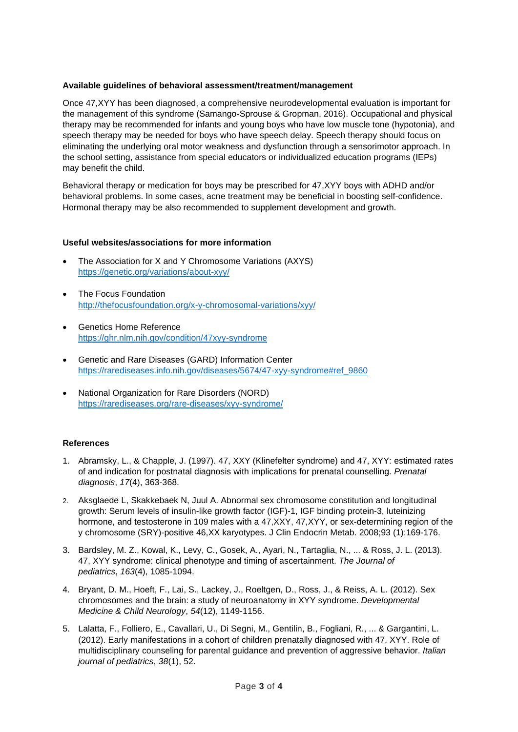**Available guidelines of behavioral assessment/treatment/management**

Once 47,XYY has been diagnosed, a comprehensive neurodevelopmental evaluation is important for the management of this syndrome (Samango-Sprouse & Gropman, 2016). Occupational and physical therapy may be recommended for infants and young boys who have low muscle tone (hypotonia), and speech therapy may be needed for boys who have speech delay. Speech therapy should focus on eliminating the underlying oral motor weakness and dysfunction through a sensorimotor approach. In the school setting, assistance from special educators or individualized education programs (IEPs) may benefit the child.

Behavioral therapy or medication for boys may be prescribed for 47,XYY boys with ADHD and/or behavioral problems. In some cases, acne treatment may be beneficial in boosting self-confidence. Hormonal therapy may be also recommended to supplement development and growth.

**Useful websites/associations for more information**

- The Association for X and Y Chromosome Variations (AXYS)
  https://genetic.org/variations/about-xyy/
- The Focus Foundation
  http://thefocusfoundation.org/x-y-chromosomal-variations/xyy/
- Genetics Home Reference
  https://ghr.nlm.nih.gov/condition/47xyy-syndrome
- Genetic and Rare Diseases (GARD) Information Center
  https://rarediseases.info.nih.gov/diseases/5674/47-xyy-syndrome#ref_9860
- National Organization for Rare Disorders (NORD)
  https://rarediseases.org/rare-diseases/xyy-syndrome/

**References**

1. Abramsky, L., & Chapple, J. (1997). 47, XXY (Klinefelter syndrome) and 47, XYY: estimated rates of and indication for postnatal diagnosis with implications for prenatal counselling. *Prenatal diagnosis*, *17*(4), 363-368.
2. Aksglaede L, Skakkebaek N, Juul A. Abnormal sex chromosome constitution and longitudinal growth: Serum levels of insulin-like growth factor (IGF)-1, IGF binding protein-3, luteinizing hormone, and testosterone in 109 males with a 47,XXY, 47,XYY, or sex-determining region of the y chromosome (SRY)-positive 46,XX karyotypes. J Clin Endocrin Metab. 2008;93 (1):169-176.
3. Bardsley, M. Z., Kowal, K., Levy, C., Gosek, A., Ayari, N., Tartaglia, N., ... & Ross, J. L. (2013). 47, XYY syndrome: clinical phenotype and timing of ascertainment. *The Journal of pediatrics*, *163*(4), 1085-1094.
4. Bryant, D. M., Hoeft, F., Lai, S., Lackey, J., Roeltgen, D., Ross, J., & Reiss, A. L. (2012). Sex chromosomes and the brain: a study of neuroanatomy in XYY syndrome. *Developmental Medicine & Child Neurology*, *54*(12), 1149-1156.
5. Lalatta, F., Folliero, E., Cavallari, U., Di Segni, M., Gentilin, B., Fogliani, R., ... & Gargantini, L. (2012). Early manifestations in a cohort of children prenatally diagnosed with 47, XYY. Role of multidisciplinary counseling for parental guidance and prevention of aggressive behavior. *Italian journal of pediatrics*, *38*(1), 52.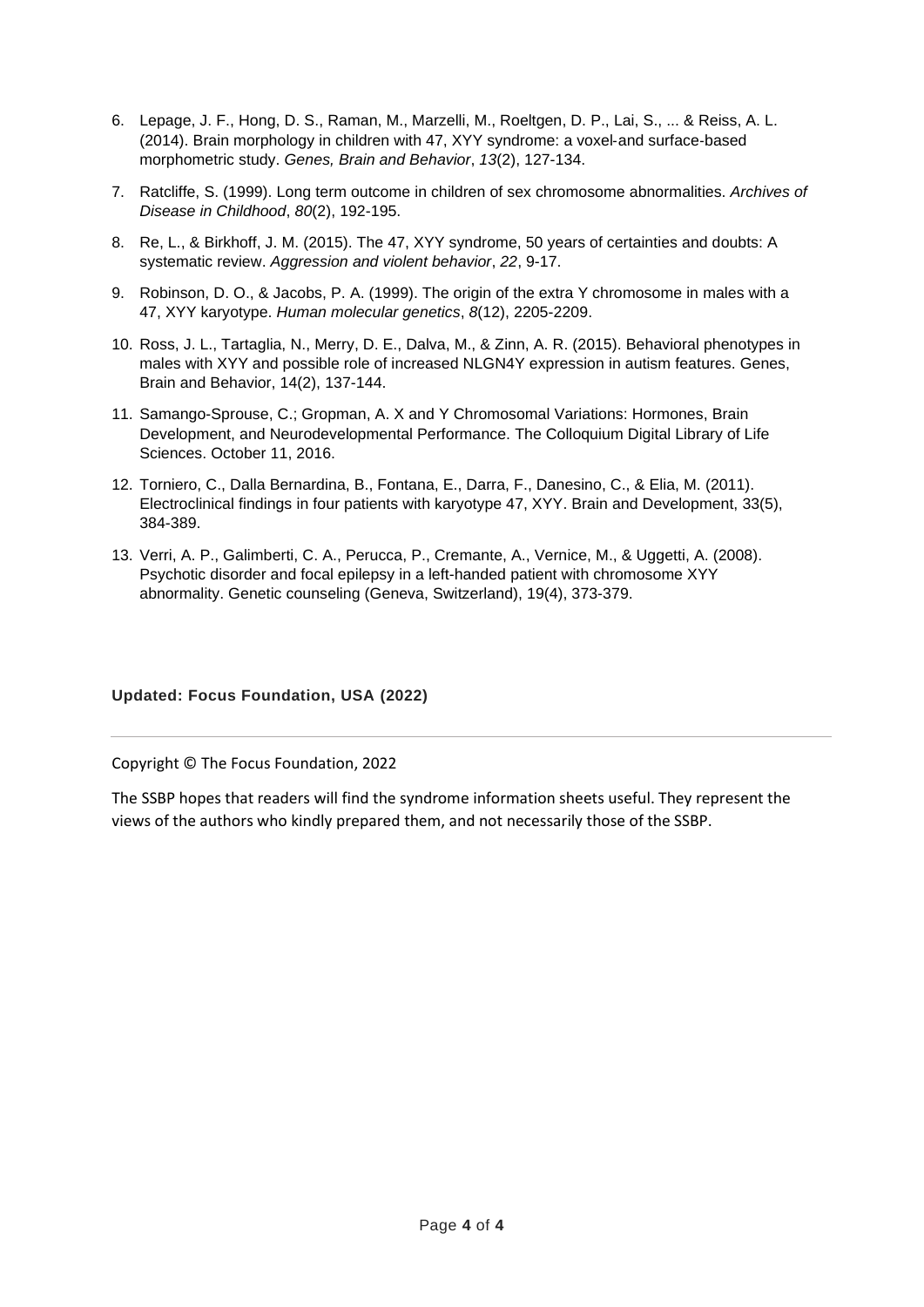6. Lepage, J. F., Hong, D. S., Raman, M., Marzelli, M., Roeltgen, D. P., Lai, S., ... & Reiss, A. L. (2014). Brain morphology in children with 47, XYY syndrome: a voxel‐and surface‐based morphometric study. *Genes, Brain and Behavior*, *13*(2), 127-134.
7. Ratcliffe, S. (1999). Long term outcome in children of sex chromosome abnormalities. *Archives of Disease in Childhood*, *80*(2), 192-195.
8. Re, L., & Birkhoff, J. M. (2015). The 47, XYY syndrome, 50 years of certainties and doubts: A systematic review. *Aggression and violent behavior*, *22*, 9-17.
9. Robinson, D. O., & Jacobs, P. A. (1999). The origin of the extra Y chromosome in males with a 47, XYY karyotype. *Human molecular genetics*, *8*(12), 2205-2209.
10. Ross, J. L., Tartaglia, N., Merry, D. E., Dalva, M., & Zinn, A. R. (2015). Behavioral phenotypes in males with XYY and possible role of increased NLGN4Y expression in autism features. Genes, Brain and Behavior, 14(2), 137-144.
11. Samango-Sprouse, C.; Gropman, A. X and Y Chromosomal Variations: Hormones, Brain Development, and Neurodevelopmental Performance. The Colloquium Digital Library of Life Sciences. October 11, 2016.
12. Torniero, C., Dalla Bernardina, B., Fontana, E., Darra, F., Danesino, C., & Elia, M. (2011). Electroclinical findings in four patients with karyotype 47, XYY. Brain and Development, 33(5), 384-389.
13. Verri, A. P., Galimberti, C. A., Perucca, P., Cremante, A., Vernice, M., & Uggetti, A. (2008). Psychotic disorder and focal epilepsy in a left-handed patient with chromosome XYY abnormality. Genetic counseling (Geneva, Switzerland), 19(4), 373-379.

**Updated: Focus Foundation, USA (2022)**

---

Copyright © The Focus Foundation, 2022

The SSBP hopes that readers will find the syndrome information sheets useful. They represent the views of the authors who kindly prepared them, and not necessarily those of the SSBP.